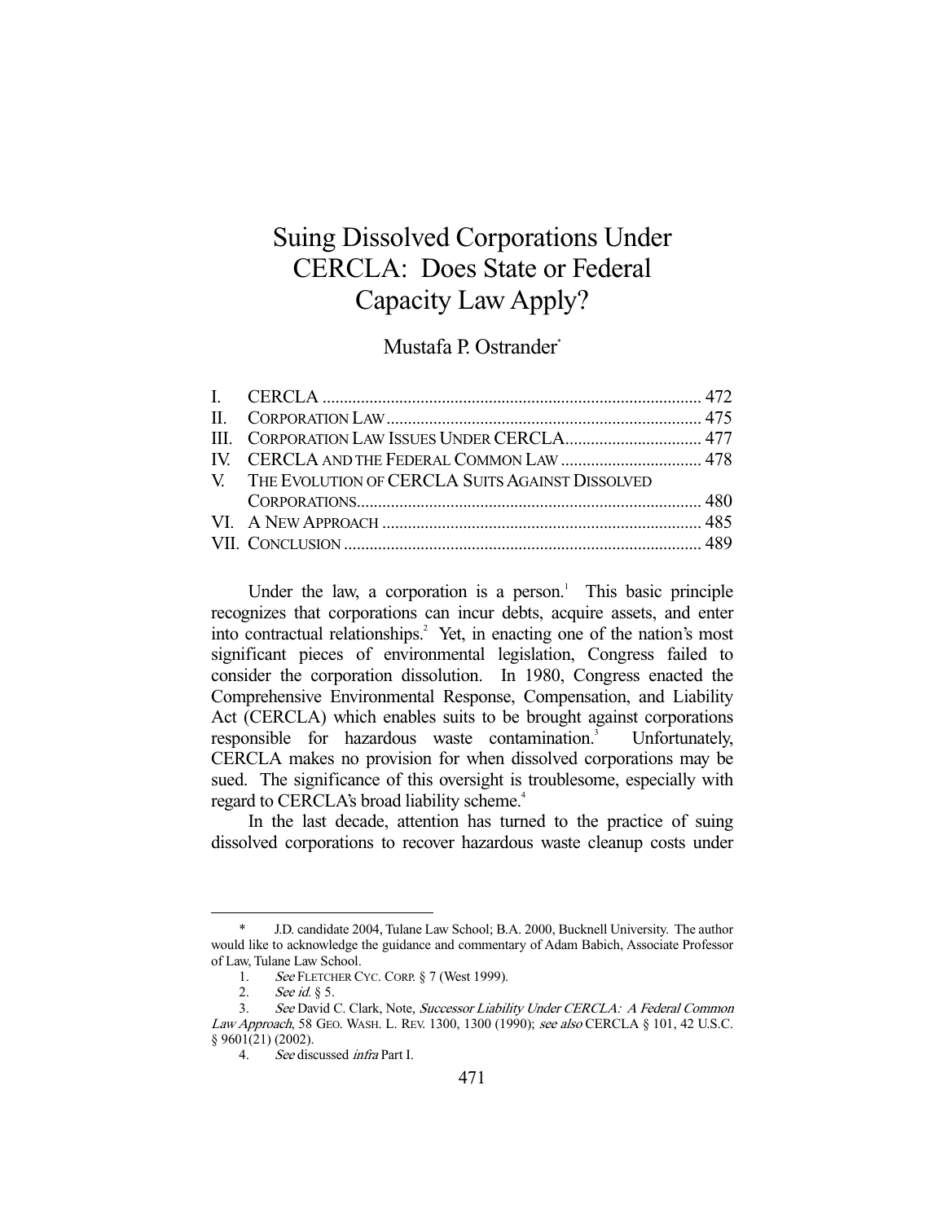# Suing Dissolved Corporations Under CERCLA: Does State or Federal Capacity Law Apply?

Mustafa P. Ostrander*

| | | |
|---|---|---|
| I. | CERCLA | 472 |
| II. | CORPORATION LAW | 475 |
| III. | CORPORATION LAW ISSUES UNDER CERCLA | 477 |
| IV. | CERCLA AND THE FEDERAL COMMON LAW | 478 |
| V. | THE EVOLUTION OF CERCLA SUITS AGAINST DISSOLVED CORPORATIONS | 480 |
| VI. | A NEW APPROACH | 485 |
| VII. | CONCLUSION | 489 |

Under the law, a corporation is a person.[1] This basic principle recognizes that corporations can incur debts, acquire assets, and enter into contractual relationships.[2] Yet, in enacting one of the nation's most significant pieces of environmental legislation, Congress failed to consider the corporation dissolution. In 1980, Congress enacted the Comprehensive Environmental Response, Compensation, and Liability Act (CERCLA) which enables suits to be brought against corporations responsible for hazardous waste contamination.[3] Unfortunately, CERCLA makes no provision for when dissolved corporations may be sued. The significance of this oversight is troublesome, especially with regard to CERCLA's broad liability scheme.[4]

In the last decade, attention has turned to the practice of suing dissolved corporations to recover hazardous waste cleanup costs under

---

\* J.D. candidate 2004, Tulane Law School; B.A. 2000, Bucknell University. The author would like to acknowledge the guidance and commentary of Adam Babich, Associate Professor of Law, Tulane Law School.

1. *See* FLETCHER CYC. CORP. § 7 (West 1999).

2. *See id.* § 5.

3. *See* David C. Clark, Note, *Successor Liability Under CERCLA: A Federal Common Law Approach*, 58 GEO. WASH. L. REV. 1300, 1300 (1990); *see also* CERCLA § 101, 42 U.S.C. § 9601(21) (2002).

4. *See* discussed *infra* Part I.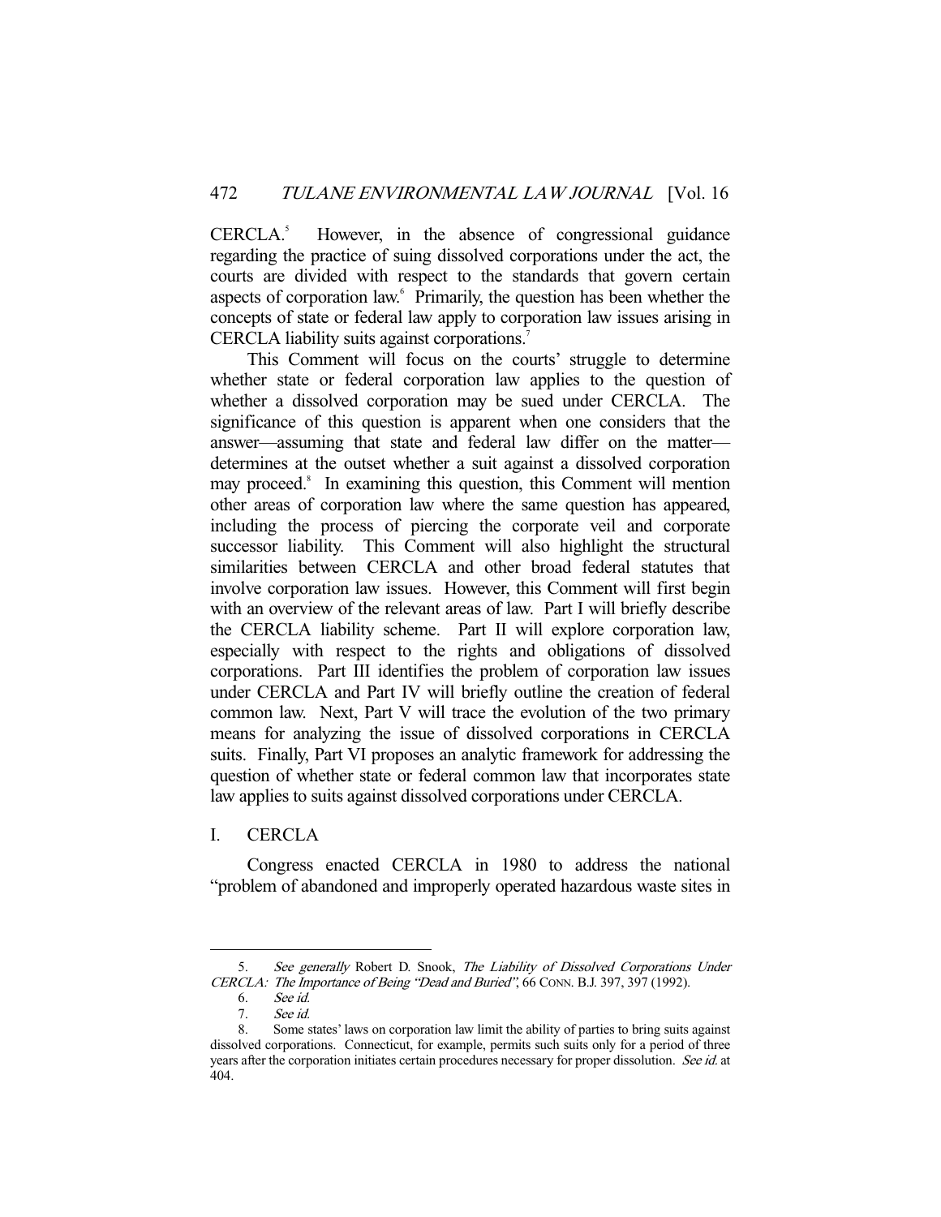CERCLA.[5] However, in the absence of congressional guidance regarding the practice of suing dissolved corporations under the act, the courts are divided with respect to the standards that govern certain aspects of corporation law.[6] Primarily, the question has been whether the concepts of state or federal law apply to corporation law issues arising in CERCLA liability suits against corporations.[7]

This Comment will focus on the courts' struggle to determine whether state or federal corporation law applies to the question of whether a dissolved corporation may be sued under CERCLA. The significance of this question is apparent when one considers that the answer—assuming that state and federal law differ on the matter—determines at the outset whether a suit against a dissolved corporation may proceed.[8] In examining this question, this Comment will mention other areas of corporation law where the same question has appeared, including the process of piercing the corporate veil and corporate successor liability. This Comment will also highlight the structural similarities between CERCLA and other broad federal statutes that involve corporation law issues. However, this Comment will first begin with an overview of the relevant areas of law. Part I will briefly describe the CERCLA liability scheme. Part II will explore corporation law, especially with respect to the rights and obligations of dissolved corporations. Part III identifies the problem of corporation law issues under CERCLA and Part IV will briefly outline the creation of federal common law. Next, Part V will trace the evolution of the two primary means for analyzing the issue of dissolved corporations in CERCLA suits. Finally, Part VI proposes an analytic framework for addressing the question of whether state or federal common law that incorporates state law applies to suits against dissolved corporations under CERCLA.

## I. CERCLA

Congress enacted CERCLA in 1980 to address the national "problem of abandoned and improperly operated hazardous waste sites in

---

5. *See generally* Robert D. Snook, *The Liability of Dissolved Corporations Under CERCLA: The Importance of Being "Dead and Buried"*, 66 CONN. B.J. 397, 397 (1992).

6. *See id.*

7. *See id.*

8. Some states' laws on corporation law limit the ability of parties to bring suits against dissolved corporations. Connecticut, for example, permits such suits only for a period of three years after the corporation initiates certain procedures necessary for proper dissolution. *See id.* at 404.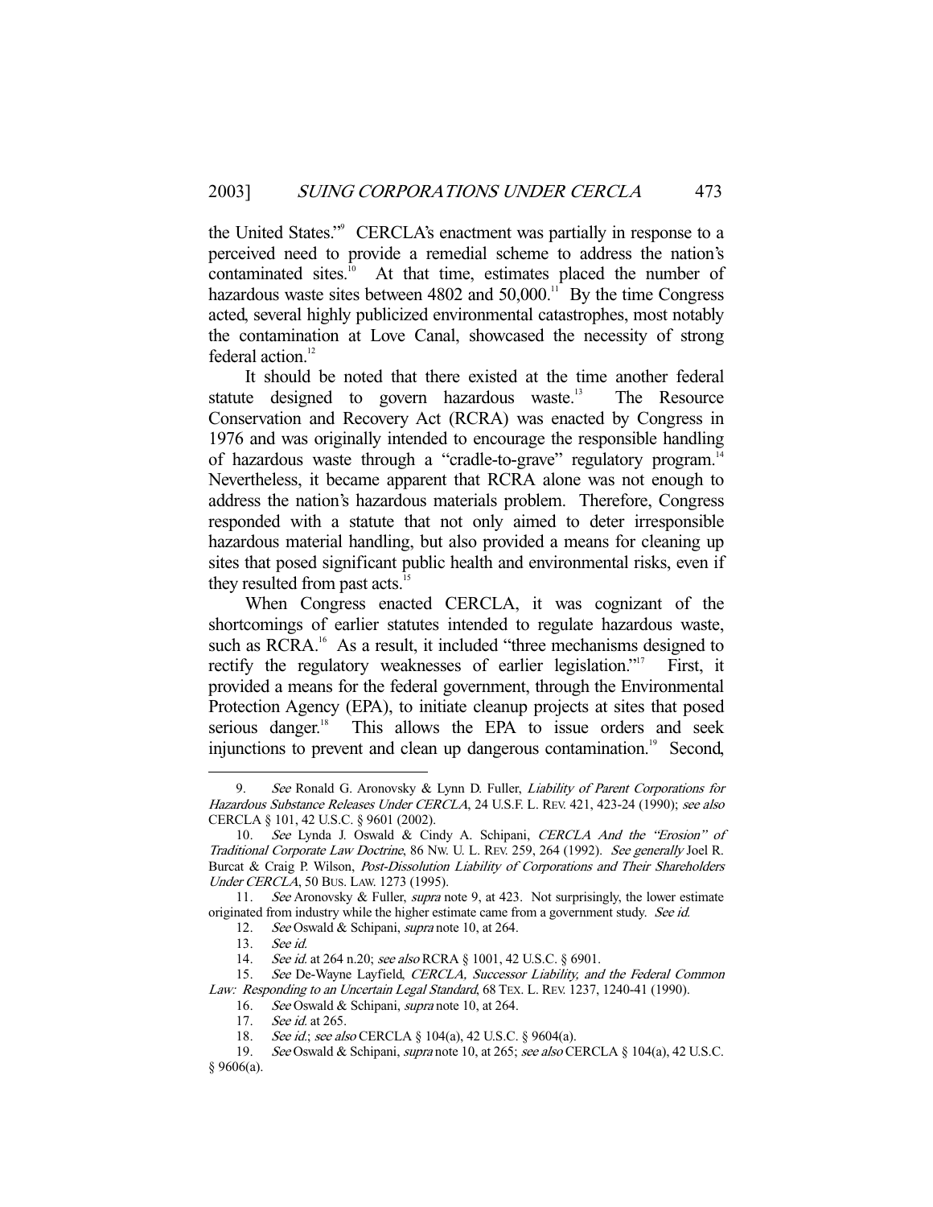the United States."[9] CERCLA's enactment was partially in response to a perceived need to provide a remedial scheme to address the nation's contaminated sites.[10] At that time, estimates placed the number of hazardous waste sites between 4802 and 50,000.[11] By the time Congress acted, several highly publicized environmental catastrophes, most notably the contamination at Love Canal, showcased the necessity of strong federal action.[12]

It should be noted that there existed at the time another federal statute designed to govern hazardous waste.[13] The Resource Conservation and Recovery Act (RCRA) was enacted by Congress in 1976 and was originally intended to encourage the responsible handling of hazardous waste through a "cradle-to-grave" regulatory program.[14] Nevertheless, it became apparent that RCRA alone was not enough to address the nation's hazardous materials problem. Therefore, Congress responded with a statute that not only aimed to deter irresponsible hazardous material handling, but also provided a means for cleaning up sites that posed significant public health and environmental risks, even if they resulted from past acts.[15]

When Congress enacted CERCLA, it was cognizant of the shortcomings of earlier statutes intended to regulate hazardous waste, such as RCRA.[16] As a result, it included "three mechanisms designed to rectify the regulatory weaknesses of earlier legislation."[17] First, it provided a means for the federal government, through the Environmental Protection Agency (EPA), to initiate cleanup projects at sites that posed serious danger.[18] This allows the EPA to issue orders and seek injunctions to prevent and clean up dangerous contamination.[19] Second,

---

9. *See* Ronald G. Aronovsky & Lynn D. Fuller, *Liability of Parent Corporations for Hazardous Substance Releases Under CERCLA*, 24 U.S.F. L. REV. 421, 423-24 (1990); *see also* CERCLA § 101, 42 U.S.C. § 9601 (2002).

10. *See* Lynda J. Oswald & Cindy A. Schipani, *CERCLA And the "Erosion" of Traditional Corporate Law Doctrine*, 86 NW. U. L. REV. 259, 264 (1992). *See generally* Joel R. Burcat & Craig P. Wilson, *Post-Dissolution Liability of Corporations and Their Shareholders Under CERCLA*, 50 BUS. LAW. 1273 (1995).

11. *See* Aronovsky & Fuller, *supra* note 9, at 423. Not surprisingly, the lower estimate originated from industry while the higher estimate came from a government study. *See id.*

12. *See* Oswald & Schipani, *supra* note 10, at 264.

13. *See id.*

14. *See id.* at 264 n.20; *see also* RCRA § 1001, 42 U.S.C. § 6901.

15. *See* De-Wayne Layfield, *CERCLA, Successor Liability, and the Federal Common Law: Responding to an Uncertain Legal Standard*, 68 TEX. L. REV. 1237, 1240-41 (1990).

16. *See* Oswald & Schipani, *supra* note 10, at 264.

17. *See id.* at 265.

18. *See id.*; *see also* CERCLA § 104(a), 42 U.S.C. § 9604(a).

19. *See* Oswald & Schipani, *supra* note 10, at 265; *see also* CERCLA § 104(a), 42 U.S.C. § 9606(a).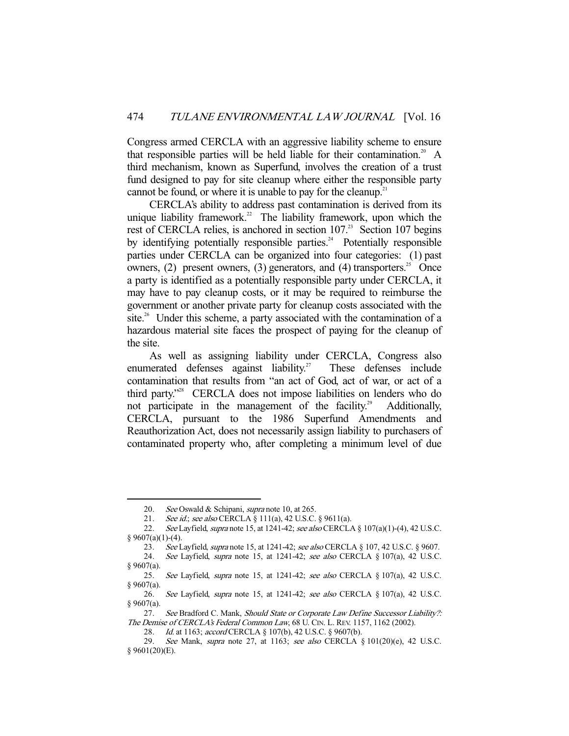Congress armed CERCLA with an aggressive liability scheme to ensure that responsible parties will be held liable for their contamination.[20] A third mechanism, known as Superfund, involves the creation of a trust fund designed to pay for site cleanup where either the responsible party cannot be found, or where it is unable to pay for the cleanup.[21]

CERCLA's ability to address past contamination is derived from its unique liability framework.[22] The liability framework, upon which the rest of CERCLA relies, is anchored in section 107.[23] Section 107 begins by identifying potentially responsible parties.[24] Potentially responsible parties under CERCLA can be organized into four categories: (1) past owners, (2) present owners, (3) generators, and (4) transporters.[25] Once a party is identified as a potentially responsible party under CERCLA, it may have to pay cleanup costs, or it may be required to reimburse the government or another private party for cleanup costs associated with the site.[26] Under this scheme, a party associated with the contamination of a hazardous material site faces the prospect of paying for the cleanup of the site.

As well as assigning liability under CERCLA, Congress also enumerated defenses against liability.[27] These defenses include contamination that results from "an act of God, act of war, or act of a third party."[28] CERCLA does not impose liabilities on lenders who do not participate in the management of the facility.[29] Additionally, CERCLA, pursuant to the 1986 Superfund Amendments and Reauthorization Act, does not necessarily assign liability to purchasers of contaminated property who, after completing a minimum level of due

---

20. *See* Oswald & Schipani, *supra* note 10, at 265.

21. *See id.*; *see also* CERCLA § 111(a), 42 U.S.C. § 9611(a).

22. *See* Layfield, *supra* note 15, at 1241-42; *see also* CERCLA § 107(a)(1)-(4), 42 U.S.C. § 9607(a)(1)-(4).

23. *See* Layfield, *supra* note 15, at 1241-42; *see also* CERCLA § 107, 42 U.S.C. § 9607.

24. *See* Layfield, *supra* note 15, at 1241-42; *see also* CERCLA § 107(a), 42 U.S.C. § 9607(a).

25. *See* Layfield, *supra* note 15, at 1241-42; *see also* CERCLA § 107(a), 42 U.S.C. § 9607(a).

26. *See* Layfield, *supra* note 15, at 1241-42; *see also* CERCLA § 107(a), 42 U.S.C. § 9607(a).

27. *See* Bradford C. Mank, *Should State or Corporate Law Define Successor Liability?: The Demise of CERCLA's Federal Common Law*, 68 U. CIN. L. REV. 1157, 1162 (2002).

28. *Id.* at 1163; *accord* CERCLA § 107(b), 42 U.S.C. § 9607(b).

29. *See* Mank, *supra* note 27, at 1163; *see also* CERCLA § 101(20)(e), 42 U.S.C. § 9601(20)(E).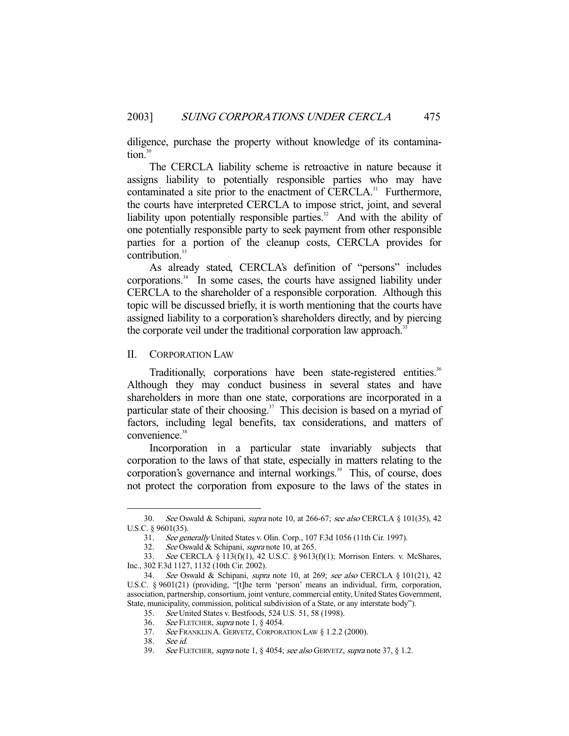diligence, purchase the property without knowledge of its contamination.[30]

The CERCLA liability scheme is retroactive in nature because it assigns liability to potentially responsible parties who may have contaminated a site prior to the enactment of CERCLA.[31] Furthermore, the courts have interpreted CERCLA to impose strict, joint, and several liability upon potentially responsible parties.[32] And with the ability of one potentially responsible party to seek payment from other responsible parties for a portion of the cleanup costs, CERCLA provides for contribution.[33]

As already stated, CERCLA's definition of "persons" includes corporations.[34] In some cases, the courts have assigned liability under CERCLA to the shareholder of a responsible corporation. Although this topic will be discussed briefly, it is worth mentioning that the courts have assigned liability to a corporation's shareholders directly, and by piercing the corporate veil under the traditional corporation law approach.[35]

## II. CORPORATION LAW

Traditionally, corporations have been state-registered entities.[36] Although they may conduct business in several states and have shareholders in more than one state, corporations are incorporated in a particular state of their choosing.[37] This decision is based on a myriad of factors, including legal benefits, tax considerations, and matters of convenience.[38]

Incorporation in a particular state invariably subjects that corporation to the laws of that state, especially in matters relating to the corporation's governance and internal workings.[39] This, of course, does not protect the corporation from exposure to the laws of the states in

---

30. *See* Oswald & Schipani, *supra* note 10, at 266-67; *see also* CERCLA § 101(35), 42 U.S.C. § 9601(35).

31. *See generally* United States v. Olin. Corp., 107 F.3d 1056 (11th Cir. 1997).

32. *See* Oswald & Schipani, *supra* note 10, at 265.

33. *See* CERCLA § 113(f)(1), 42 U.S.C. § 9613(f)(1); Morrison Enters. v. McShares, Inc., 302 F.3d 1127, 1132 (10th Cir. 2002).

34. *See* Oswald & Schipani, *supra* note 10, at 269; *see also* CERCLA § 101(21), 42 U.S.C. § 9601(21) (providing, "[t]he term 'person' means an individual, firm, corporation, association, partnership, consortium, joint venture, commercial entity, United States Government, State, municipality, commission, political subdivision of a State, or any interstate body").

35. *See* United States v. Bestfoods, 524 U.S. 51, 58 (1998).

36. *See* FLETCHER, *supra* note 1, § 4054.

37. *See* FRANKLIN A. GERVETZ, CORPORATION LAW § 1.2.2 (2000).

38. *See id.*

39. *See* FLETCHER, *supra* note 1, § 4054; *see also* GERVETZ, *supra* note 37, § 1.2.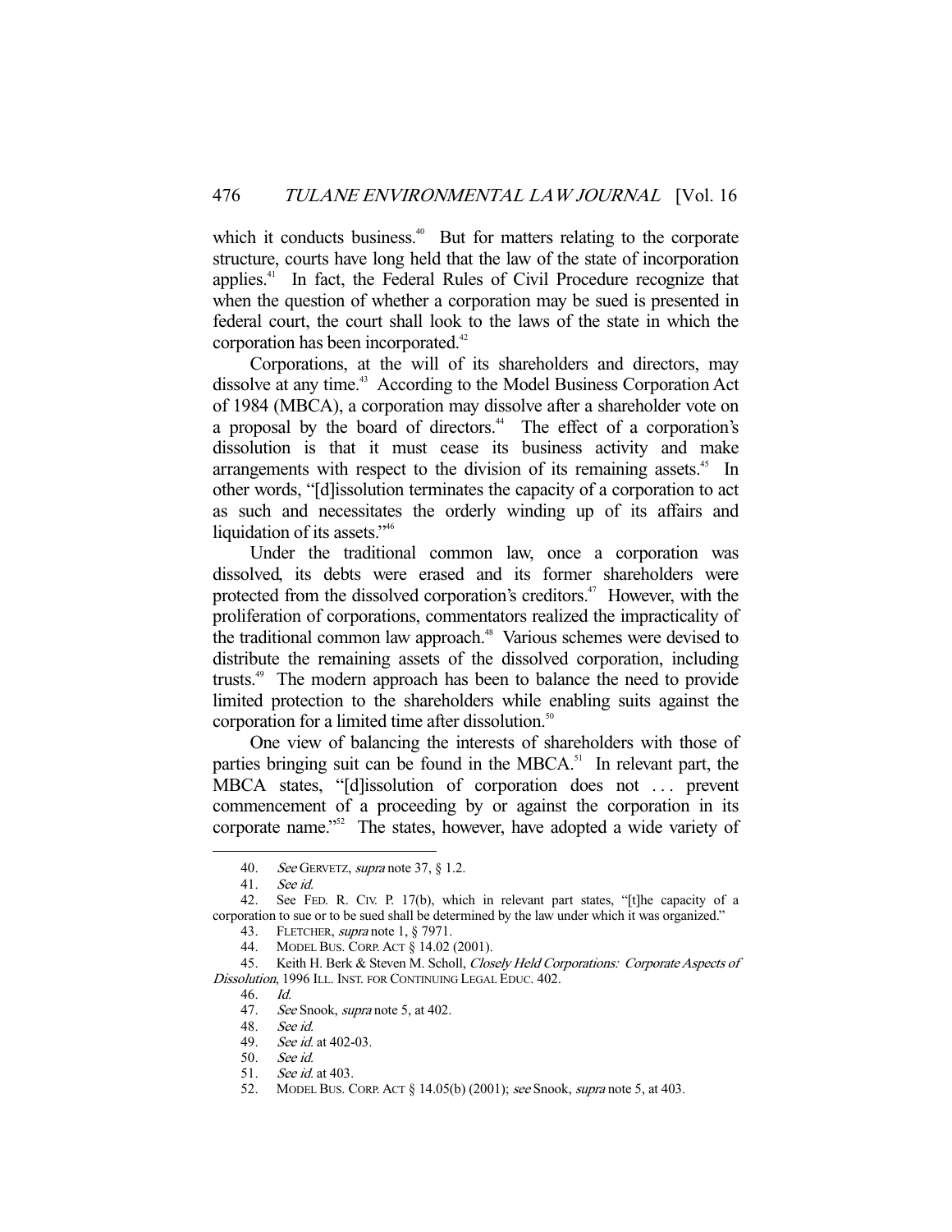which it conducts business.[40] But for matters relating to the corporate structure, courts have long held that the law of the state of incorporation applies.[41] In fact, the Federal Rules of Civil Procedure recognize that when the question of whether a corporation may be sued is presented in federal court, the court shall look to the laws of the state in which the corporation has been incorporated.[42]

Corporations, at the will of its shareholders and directors, may dissolve at any time.[43] According to the Model Business Corporation Act of 1984 (MBCA), a corporation may dissolve after a shareholder vote on a proposal by the board of directors.[44] The effect of a corporation's dissolution is that it must cease its business activity and make arrangements with respect to the division of its remaining assets.[45] In other words, "[d]issolution terminates the capacity of a corporation to act as such and necessitates the orderly winding up of its affairs and liquidation of its assets."[46]

Under the traditional common law, once a corporation was dissolved, its debts were erased and its former shareholders were protected from the dissolved corporation's creditors.[47] However, with the proliferation of corporations, commentators realized the impracticality of the traditional common law approach.[48] Various schemes were devised to distribute the remaining assets of the dissolved corporation, including trusts.[49] The modern approach has been to balance the need to provide limited protection to the shareholders while enabling suits against the corporation for a limited time after dissolution.[50]

One view of balancing the interests of shareholders with those of parties bringing suit can be found in the MBCA.[51] In relevant part, the MBCA states, "[d]issolution of corporation does not . . . prevent commencement of a proceeding by or against the corporation in its corporate name."[52] The states, however, have adopted a wide variety of

---

40. *See* GERVETZ, *supra* note 37, § 1.2.

41. *See id.*

42. See FED. R. CIV. P. 17(b), which in relevant part states, "[t]he capacity of a corporation to sue or to be sued shall be determined by the law under which it was organized."

43. FLETCHER, *supra* note 1, § 7971.

44. MODEL BUS. CORP. ACT § 14.02 (2001).

45. Keith H. Berk & Steven M. Scholl, *Closely Held Corporations: Corporate Aspects of Dissolution*, 1996 ILL. INST. FOR CONTINUING LEGAL EDUC. 402.

46. *Id.*

47. *See* Snook, *supra* note 5, at 402.

48. *See id.*

49. *See id.* at 402-03.

50. *See id.*

51. *See id.* at 403.

52. MODEL BUS. CORP. ACT § 14.05(b) (2001); *see* Snook, *supra* note 5, at 403.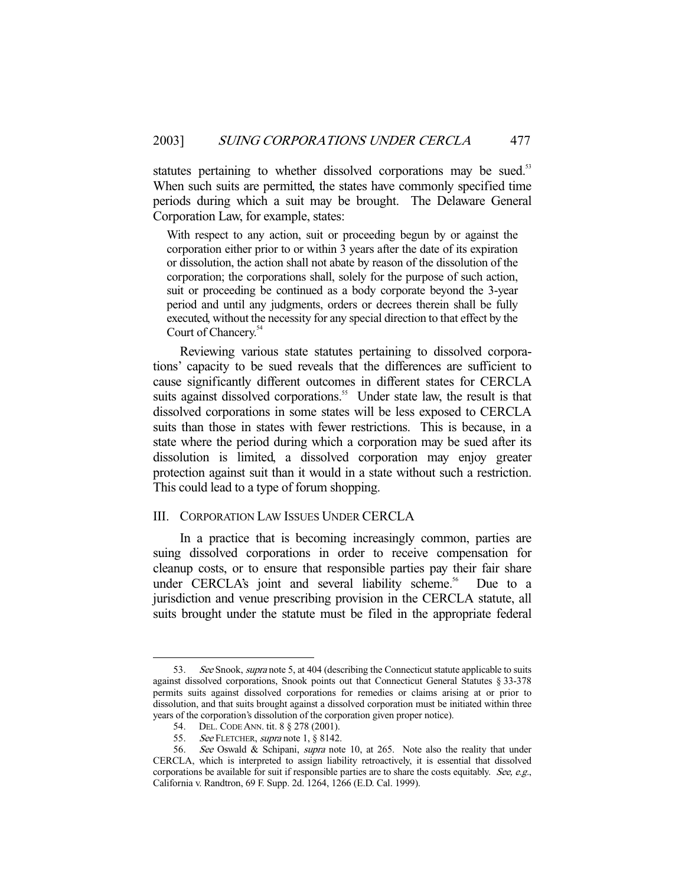statutes pertaining to whether dissolved corporations may be sued.[53] When such suits are permitted, the states have commonly specified time periods during which a suit may be brought. The Delaware General Corporation Law, for example, states:

> With respect to any action, suit or proceeding begun by or against the corporation either prior to or within 3 years after the date of its expiration or dissolution, the action shall not abate by reason of the dissolution of the corporation; the corporations shall, solely for the purpose of such action, suit or proceeding be continued as a body corporate beyond the 3-year period and until any judgments, orders or decrees therein shall be fully executed, without the necessity for any special direction to that effect by the Court of Chancery.[54]

Reviewing various state statutes pertaining to dissolved corporations' capacity to be sued reveals that the differences are sufficient to cause significantly different outcomes in different states for CERCLA suits against dissolved corporations.[55] Under state law, the result is that dissolved corporations in some states will be less exposed to CERCLA suits than those in states with fewer restrictions. This is because, in a state where the period during which a corporation may be sued after its dissolution is limited, a dissolved corporation may enjoy greater protection against suit than it would in a state without such a restriction. This could lead to a type of forum shopping.

## III. Corporation Law Issues Under CERCLA

In a practice that is becoming increasingly common, parties are suing dissolved corporations in order to receive compensation for cleanup costs, or to ensure that responsible parties pay their fair share under CERCLA's joint and several liability scheme.[56] Due to a jurisdiction and venue prescribing provision in the CERCLA statute, all suits brought under the statute must be filed in the appropriate federal

---

53. *See* Snook, *supra* note 5, at 404 (describing the Connecticut statute applicable to suits against dissolved corporations, Snook points out that Connecticut General Statutes § 33-378 permits suits against dissolved corporations for remedies or claims arising at or prior to dissolution, and that suits brought against a dissolved corporation must be initiated within three years of the corporation's dissolution of the corporation given proper notice).

54. Del. Code Ann. tit. 8 § 278 (2001).

55. *See* Fletcher, *supra* note 1, § 8142.

56. *See* Oswald & Schipani, *supra* note 10, at 265. Note also the reality that under CERCLA, which is interpreted to assign liability retroactively, it is essential that dissolved corporations be available for suit if responsible parties are to share the costs equitably. *See, e.g.*, California v. Randtron, 69 F. Supp. 2d. 1264, 1266 (E.D. Cal. 1999).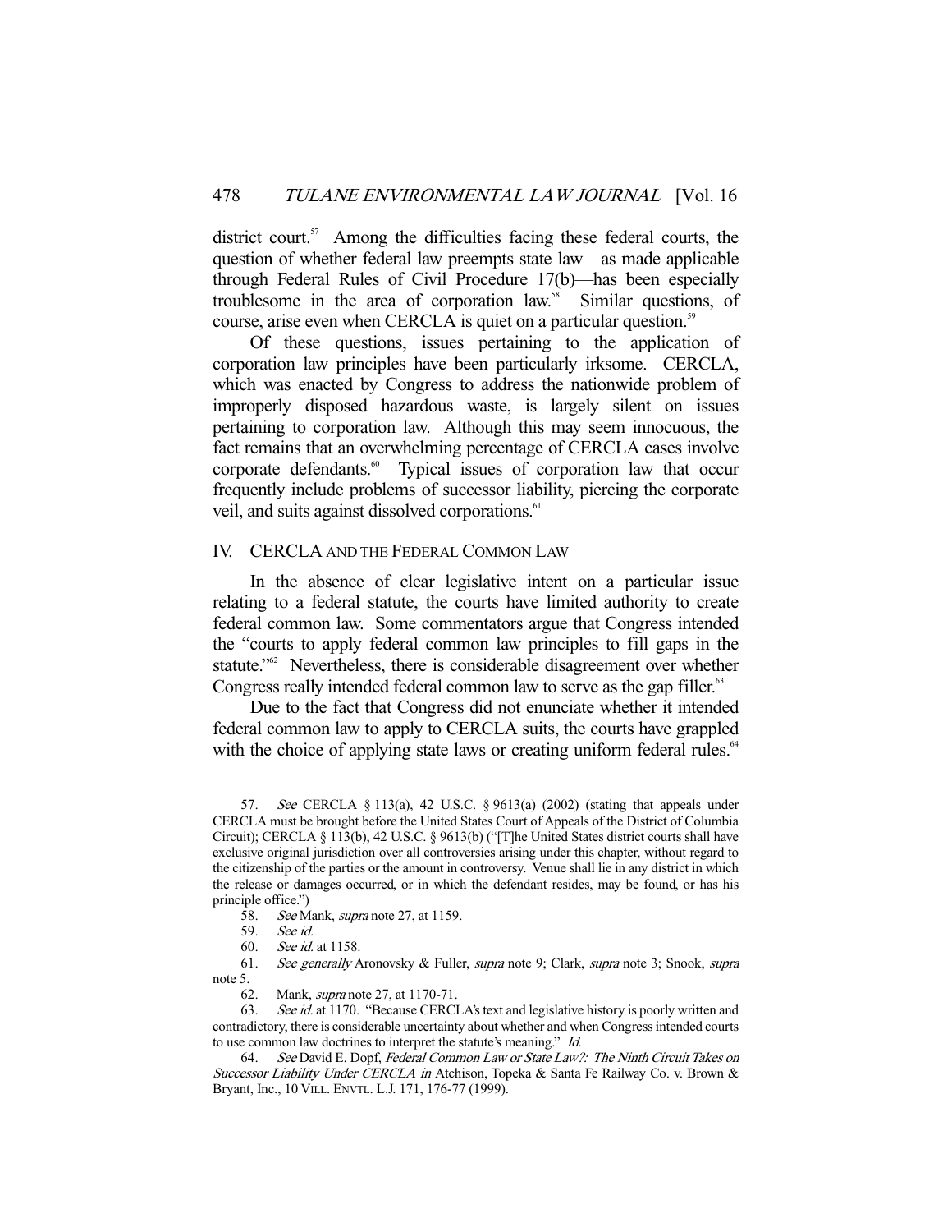district court.[57] Among the difficulties facing these federal courts, the question of whether federal law preempts state law—as made applicable through Federal Rules of Civil Procedure 17(b)—has been especially troublesome in the area of corporation law.[58] Similar questions, of course, arise even when CERCLA is quiet on a particular question.[59]

Of these questions, issues pertaining to the application of corporation law principles have been particularly irksome. CERCLA, which was enacted by Congress to address the nationwide problem of improperly disposed hazardous waste, is largely silent on issues pertaining to corporation law. Although this may seem innocuous, the fact remains that an overwhelming percentage of CERCLA cases involve corporate defendants.[60] Typical issues of corporation law that occur frequently include problems of successor liability, piercing the corporate veil, and suits against dissolved corporations.[61]

## IV. CERCLA AND THE FEDERAL COMMON LAW

In the absence of clear legislative intent on a particular issue relating to a federal statute, the courts have limited authority to create federal common law. Some commentators argue that Congress intended the "courts to apply federal common law principles to fill gaps in the statute."[62] Nevertheless, there is considerable disagreement over whether Congress really intended federal common law to serve as the gap filler.[63]

Due to the fact that Congress did not enunciate whether it intended federal common law to apply to CERCLA suits, the courts have grappled with the choice of applying state laws or creating uniform federal rules.[64]

---

57. *See* CERCLA § 113(a), 42 U.S.C. § 9613(a) (2002) (stating that appeals under CERCLA must be brought before the United States Court of Appeals of the District of Columbia Circuit); CERCLA § 113(b), 42 U.S.C. § 9613(b) ("[T]he United States district courts shall have exclusive original jurisdiction over all controversies arising under this chapter, without regard to the citizenship of the parties or the amount in controversy. Venue shall lie in any district in which the release or damages occurred, or in which the defendant resides, may be found, or has his principle office.")

58. *See* Mank, *supra* note 27, at 1159.

59. *See id.*

60. *See id.* at 1158.

61. *See generally* Aronovsky & Fuller, *supra* note 9; Clark, *supra* note 3; Snook, *supra* note 5.

62. Mank, *supra* note 27, at 1170-71.

63. *See id.* at 1170. "Because CERCLA's text and legislative history is poorly written and contradictory, there is considerable uncertainty about whether and when Congress intended courts to use common law doctrines to interpret the statute's meaning." *Id.*

64. *See* David E. Dopf, *Federal Common Law or State Law?: The Ninth Circuit Takes on Successor Liability Under CERCLA in* Atchison, Topeka & Santa Fe Railway Co. v. Brown & Bryant, Inc., 10 VILL. ENVTL. L.J. 171, 176-77 (1999).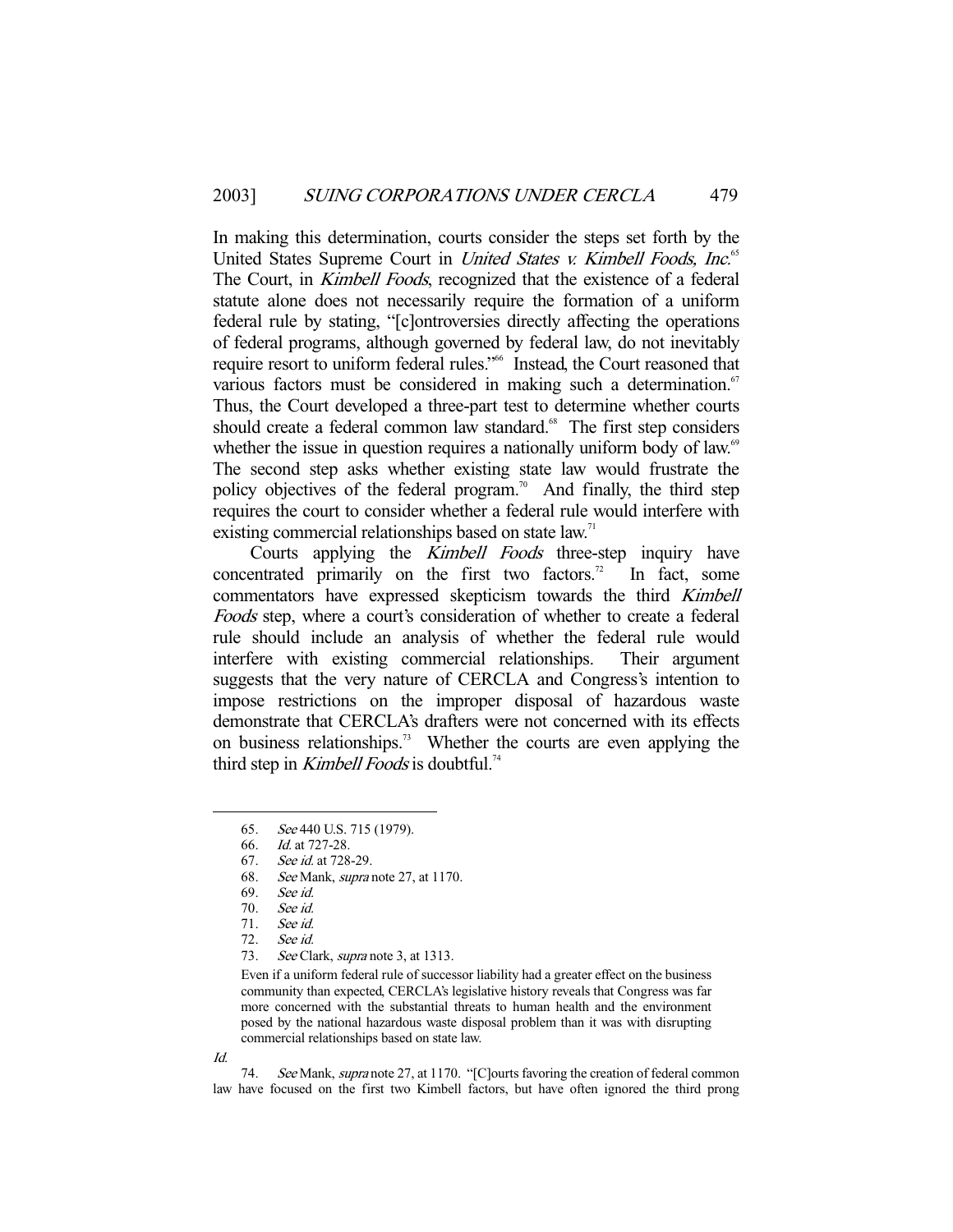In making this determination, courts consider the steps set forth by the United States Supreme Court in *United States v. Kimbell Foods, Inc.*[65] The Court, in *Kimbell Foods*, recognized that the existence of a federal statute alone does not necessarily require the formation of a uniform federal rule by stating, "[c]ontroversies directly affecting the operations of federal programs, although governed by federal law, do not inevitably require resort to uniform federal rules."[66] Instead, the Court reasoned that various factors must be considered in making such a determination.[67] Thus, the Court developed a three-part test to determine whether courts should create a federal common law standard.[68] The first step considers whether the issue in question requires a nationally uniform body of law.[69] The second step asks whether existing state law would frustrate the policy objectives of the federal program.[70] And finally, the third step requires the court to consider whether a federal rule would interfere with existing commercial relationships based on state law.[71]

Courts applying the *Kimbell Foods* three-step inquiry have concentrated primarily on the first two factors.[72] In fact, some commentators have expressed skepticism towards the third *Kimbell Foods* step, where a court's consideration of whether to create a federal rule should include an analysis of whether the federal rule would interfere with existing commercial relationships. Their argument suggests that the very nature of CERCLA and Congress's intention to impose restrictions on the improper disposal of hazardous waste demonstrate that CERCLA's drafters were not concerned with its effects on business relationships.[73] Whether the courts are even applying the third step in *Kimbell Foods* is doubtful.[74]

---

65. *See* 440 U.S. 715 (1979).

66. *Id.* at 727-28.

67. *See id.* at 728-29.

68. *See* Mank, *supra* note 27, at 1170.

69. *See id.*

70. *See id.*

71. *See id.*

72. *See id.*

73. *See* Clark, *supra* note 3, at 1313.

> Even if a uniform federal rule of successor liability had a greater effect on the business community than expected, CERCLA's legislative history reveals that Congress was far more concerned with the substantial threats to human health and the environment posed by the national hazardous waste disposal problem than it was with disrupting commercial relationships based on state law.

*Id.*

74. *See* Mank, *supra* note 27, at 1170. "[C]ourts favoring the creation of federal common law have focused on the first two Kimbell factors, but have often ignored the third prong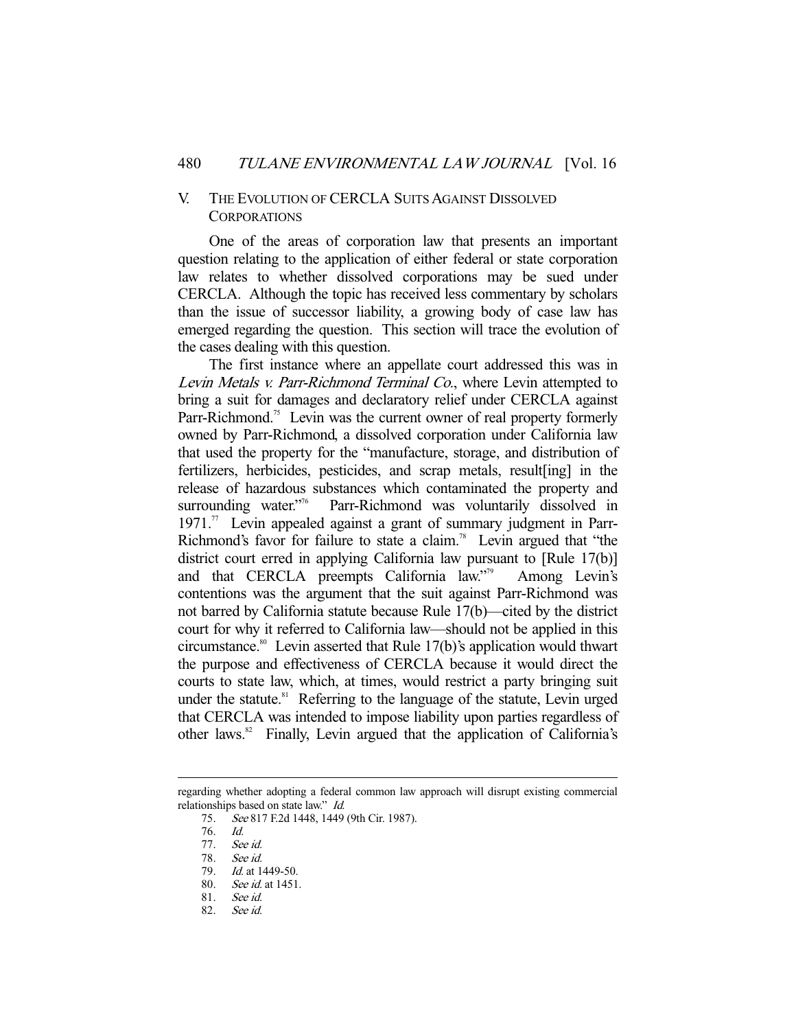## V. The Evolution of CERCLA Suits Against Dissolved Corporations

One of the areas of corporation law that presents an important question relating to the application of either federal or state corporation law relates to whether dissolved corporations may be sued under CERCLA. Although the topic has received less commentary by scholars than the issue of successor liability, a growing body of case law has emerged regarding the question. This section will trace the evolution of the cases dealing with this question.

The first instance where an appellate court addressed this was in *Levin Metals v. Parr-Richmond Terminal Co.*, where Levin attempted to bring a suit for damages and declaratory relief under CERCLA against Parr-Richmond.[75] Levin was the current owner of real property formerly owned by Parr-Richmond, a dissolved corporation under California law that used the property for the "manufacture, storage, and distribution of fertilizers, herbicides, pesticides, and scrap metals, result[ing] in the release of hazardous substances which contaminated the property and surrounding water."[76] Parr-Richmond was voluntarily dissolved in 1971.[77] Levin appealed against a grant of summary judgment in Parr-Richmond's favor for failure to state a claim.[78] Levin argued that "the district court erred in applying California law pursuant to [Rule 17(b)] and that CERCLA preempts California law."[79] Among Levin's contentions was the argument that the suit against Parr-Richmond was not barred by California statute because Rule 17(b)—cited by the district court for why it referred to California law—should not be applied in this circumstance.[80] Levin asserted that Rule 17(b)'s application would thwart the purpose and effectiveness of CERCLA because it would direct the courts to state law, which, at times, would restrict a party bringing suit under the statute.[81] Referring to the language of the statute, Levin urged that CERCLA was intended to impose liability upon parties regardless of other laws.[82] Finally, Levin argued that the application of California's

---

regarding whether adopting a federal common law approach will disrupt existing commercial relationships based on state law." *Id.*

75. *See* 817 F.2d 1448, 1449 (9th Cir. 1987).
76. *Id.*
77. *See id.*
78. *See id.*
79. *Id.* at 1449-50.
80. *See id.* at 1451.
81. *See id.*
82. *See id.*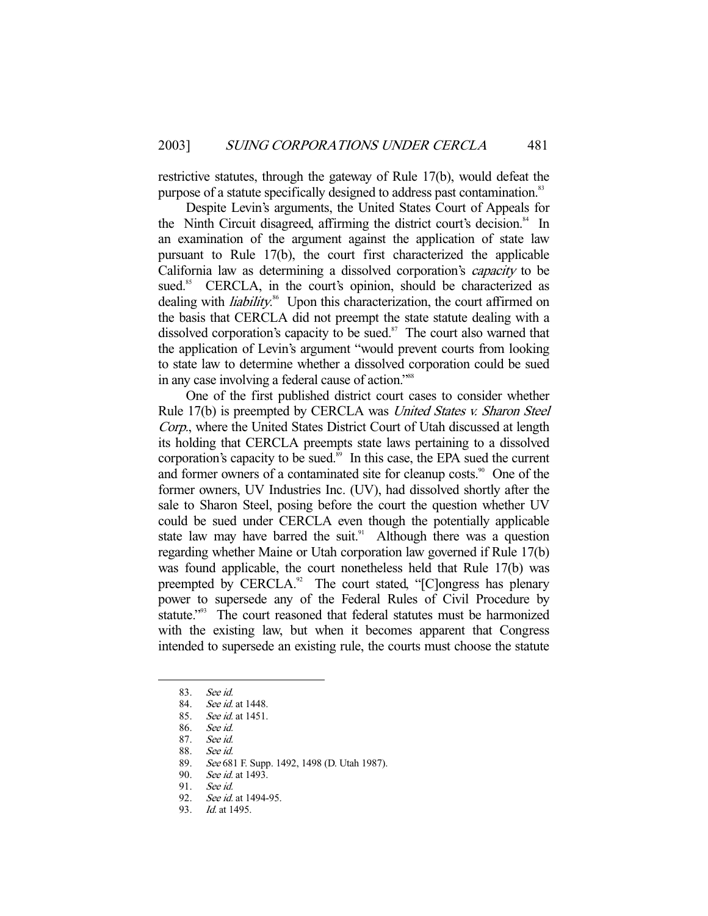restrictive statutes, through the gateway of Rule 17(b), would defeat the purpose of a statute specifically designed to address past contamination.[83]

Despite Levin's arguments, the United States Court of Appeals for the Ninth Circuit disagreed, affirming the district court's decision.[84] In an examination of the argument against the application of state law pursuant to Rule 17(b), the court first characterized the applicable California law as determining a dissolved corporation's *capacity* to be sued.[85] CERCLA, in the court's opinion, should be characterized as dealing with *liability*.[86] Upon this characterization, the court affirmed on the basis that CERCLA did not preempt the state statute dealing with a dissolved corporation's capacity to be sued.[87] The court also warned that the application of Levin's argument "would prevent courts from looking to state law to determine whether a dissolved corporation could be sued in any case involving a federal cause of action."[88]

One of the first published district court cases to consider whether Rule 17(b) is preempted by CERCLA was *United States v. Sharon Steel Corp.*, where the United States District Court of Utah discussed at length its holding that CERCLA preempts state laws pertaining to a dissolved corporation's capacity to be sued.[89] In this case, the EPA sued the current and former owners of a contaminated site for cleanup costs.[90] One of the former owners, UV Industries Inc. (UV), had dissolved shortly after the sale to Sharon Steel, posing before the court the question whether UV could be sued under CERCLA even though the potentially applicable state law may have barred the suit.[91] Although there was a question regarding whether Maine or Utah corporation law governed if Rule 17(b) was found applicable, the court nonetheless held that Rule 17(b) was preempted by CERCLA.[92] The court stated, "[C]ongress has plenary power to supersede any of the Federal Rules of Civil Procedure by statute."[93] The court reasoned that federal statutes must be harmonized with the existing law, but when it becomes apparent that Congress intended to supersede an existing rule, the courts must choose the statute

---

83. *See id.*
84. *See id.* at 1448.
85. *See id.* at 1451.
86. *See id.*
87. *See id.*
88. *See id.*
89. *See* 681 F. Supp. 1492, 1498 (D. Utah 1987).
90. *See id.* at 1493.
91. *See id.*
92. *See id.* at 1494-95.
93. *Id.* at 1495.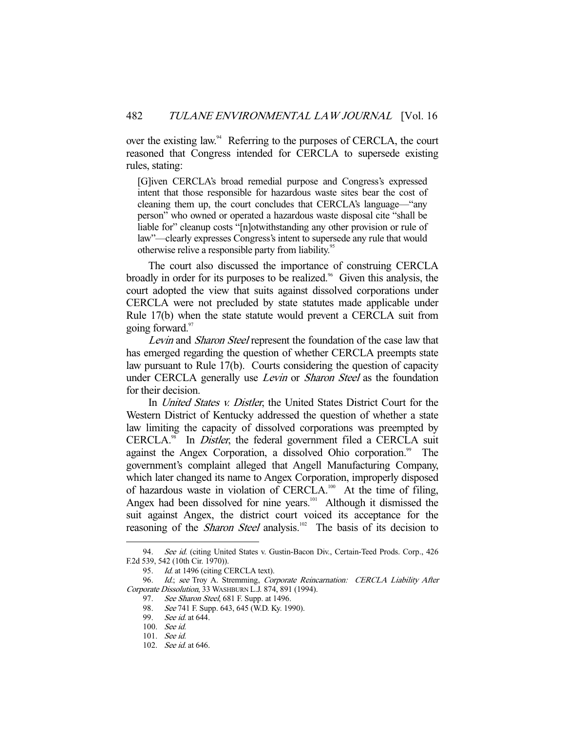over the existing law.[94] Referring to the purposes of CERCLA, the court reasoned that Congress intended for CERCLA to supersede existing rules, stating:

> [G]iven CERCLA's broad remedial purpose and Congress's expressed intent that those responsible for hazardous waste sites bear the cost of cleaning them up, the court concludes that CERCLA's language—"any person" who owned or operated a hazardous waste disposal cite "shall be liable for" cleanup costs "[n]otwithstanding any other provision or rule of law"—clearly expresses Congress's intent to supersede any rule that would otherwise relive a responsible party from liability.[95]

The court also discussed the importance of construing CERCLA broadly in order for its purposes to be realized.[96] Given this analysis, the court adopted the view that suits against dissolved corporations under CERCLA were not precluded by state statutes made applicable under Rule 17(b) when the state statute would prevent a CERCLA suit from going forward.[97]

*Levin* and *Sharon Steel* represent the foundation of the case law that has emerged regarding the question of whether CERCLA preempts state law pursuant to Rule 17(b). Courts considering the question of capacity under CERCLA generally use *Levin* or *Sharon Steel* as the foundation for their decision.

In *United States v. Distler*, the United States District Court for the Western District of Kentucky addressed the question of whether a state law limiting the capacity of dissolved corporations was preempted by CERCLA.[98] In *Distler*, the federal government filed a CERCLA suit against the Angex Corporation, a dissolved Ohio corporation.[99] The government's complaint alleged that Angell Manufacturing Company, which later changed its name to Angex Corporation, improperly disposed of hazardous waste in violation of CERCLA.[100] At the time of filing, Angex had been dissolved for nine years.[101] Although it dismissed the suit against Angex, the district court voiced its acceptance for the reasoning of the *Sharon Steel* analysis.[102] The basis of its decision to

---

94. *See id.* (citing United States v. Gustin-Bacon Div., Certain-Teed Prods. Corp., 426 F.2d 539, 542 (10th Cir. 1970)).

95. *Id.* at 1496 (citing CERCLA text).

96. *Id.*; *see* Troy A. Stremming, *Corporate Reincarnation: CERCLA Liability After Corporate Dissolution*, 33 WASHBURN L.J. 874, 891 (1994).

97. *See Sharon Steel*, 681 F. Supp. at 1496.

98. *See* 741 F. Supp. 643, 645 (W.D. Ky. 1990).

99. *See id.* at 644.

100. *See id.*

101. *See id.*

102. *See id.* at 646.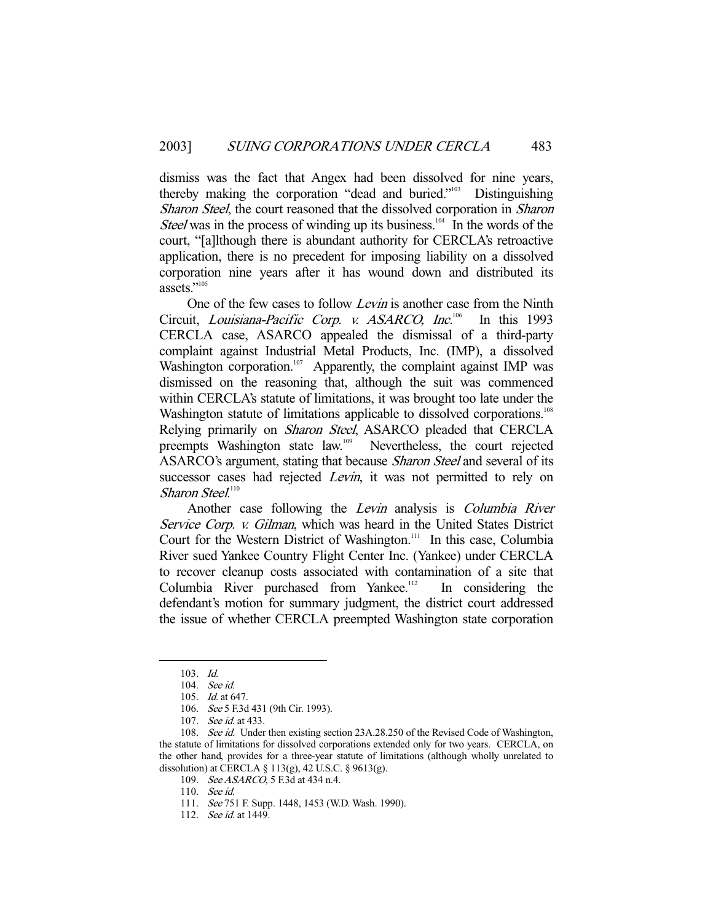dismiss was the fact that Angex had been dissolved for nine years, thereby making the corporation "dead and buried."[103] Distinguishing *Sharon Steel*, the court reasoned that the dissolved corporation in *Sharon Steel* was in the process of winding up its business.[104] In the words of the court, "[a]lthough there is abundant authority for CERCLA's retroactive application, there is no precedent for imposing liability on a dissolved corporation nine years after it has wound down and distributed its assets."[105]

One of the few cases to follow *Levin* is another case from the Ninth Circuit, *Louisiana-Pacific Corp. v. ASARCO, Inc.*[106] In this 1993 CERCLA case, ASARCO appealed the dismissal of a third-party complaint against Industrial Metal Products, Inc. (IMP), a dissolved Washington corporation.[107] Apparently, the complaint against IMP was dismissed on the reasoning that, although the suit was commenced within CERCLA's statute of limitations, it was brought too late under the Washington statute of limitations applicable to dissolved corporations.[108] Relying primarily on *Sharon Steel*, ASARCO pleaded that CERCLA preempts Washington state law.[109] Nevertheless, the court rejected ASARCO's argument, stating that because *Sharon Steel* and several of its successor cases had rejected *Levin*, it was not permitted to rely on *Sharon Steel*.[110]

Another case following the *Levin* analysis is *Columbia River Service Corp. v. Gilman*, which was heard in the United States District Court for the Western District of Washington.[111] In this case, Columbia River sued Yankee Country Flight Center Inc. (Yankee) under CERCLA to recover cleanup costs associated with contamination of a site that Columbia River purchased from Yankee.[112] In considering the defendant's motion for summary judgment, the district court addressed the issue of whether CERCLA preempted Washington state corporation

---

103. *Id.*

104. *See id.*

105. *Id.* at 647.

106. *See* 5 F.3d 431 (9th Cir. 1993).

107. *See id.* at 433.

108. *See id.* Under then existing section 23A.28.250 of the Revised Code of Washington, the statute of limitations for dissolved corporations extended only for two years. CERCLA, on the other hand, provides for a three-year statute of limitations (although wholly unrelated to dissolution) at CERCLA § 113(g), 42 U.S.C. § 9613(g).

109. *See ASARCO*, 5 F.3d at 434 n.4.

110. *See id.*

111. *See* 751 F. Supp. 1448, 1453 (W.D. Wash. 1990).

112. *See id.* at 1449.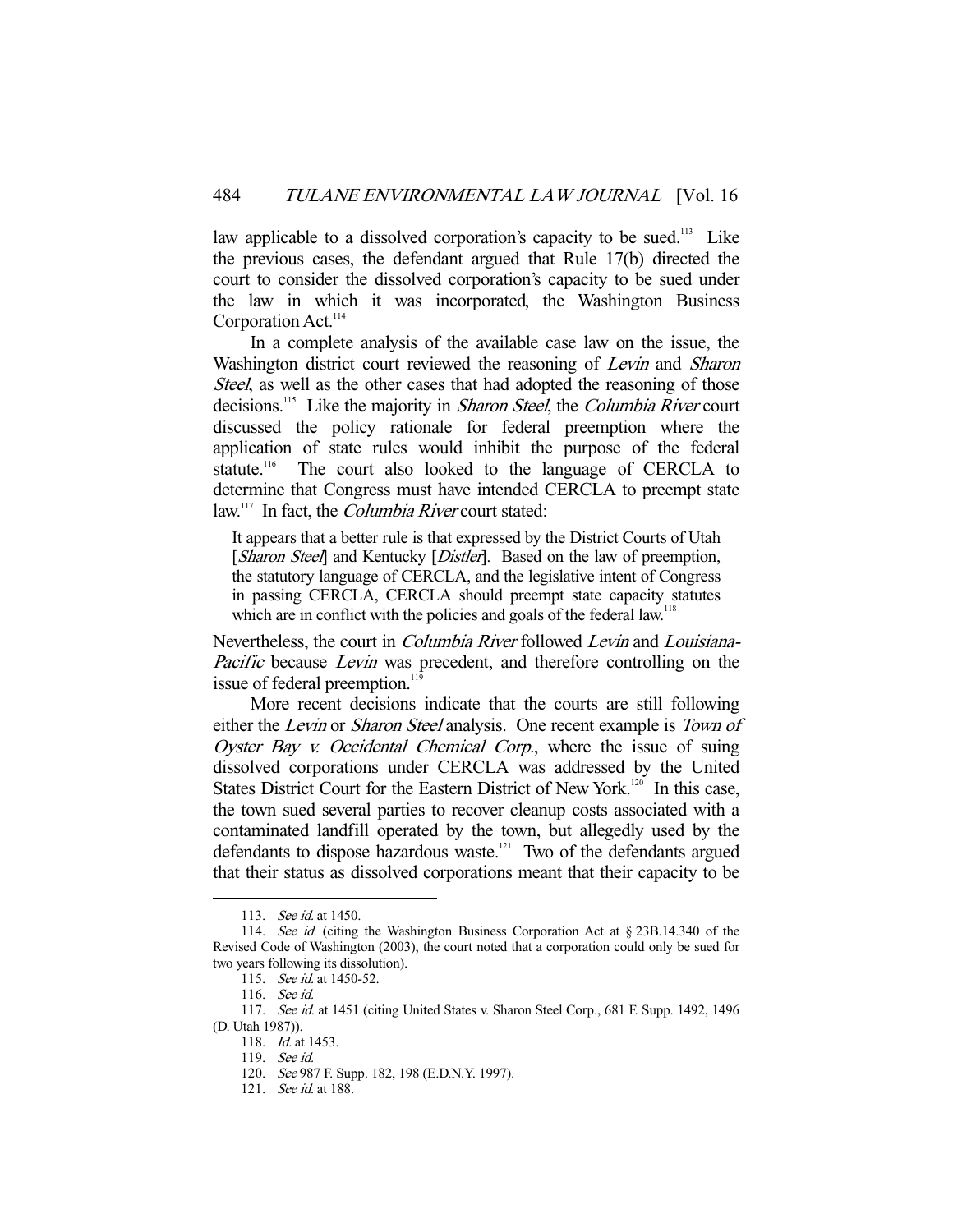law applicable to a dissolved corporation's capacity to be sued.[113] Like the previous cases, the defendant argued that Rule 17(b) directed the court to consider the dissolved corporation's capacity to be sued under the law in which it was incorporated, the Washington Business Corporation Act.[114]

In a complete analysis of the available case law on the issue, the Washington district court reviewed the reasoning of *Levin* and *Sharon Steel*, as well as the other cases that had adopted the reasoning of those decisions.[115] Like the majority in *Sharon Steel*, the *Columbia River* court discussed the policy rationale for federal preemption where the application of state rules would inhibit the purpose of the federal statute.[116] The court also looked to the language of CERCLA to determine that Congress must have intended CERCLA to preempt state law.[117] In fact, the *Columbia River* court stated:

> It appears that a better rule is that expressed by the District Courts of Utah [*Sharon Steel*] and Kentucky [*Distler*]. Based on the law of preemption, the statutory language of CERCLA, and the legislative intent of Congress in passing CERCLA, CERCLA should preempt state capacity statutes which are in conflict with the policies and goals of the federal law.[118]

Nevertheless, the court in *Columbia River* followed *Levin* and *Louisiana-Pacific* because *Levin* was precedent, and therefore controlling on the issue of federal preemption.[119]

More recent decisions indicate that the courts are still following either the *Levin* or *Sharon Steel* analysis. One recent example is *Town of Oyster Bay v. Occidental Chemical Corp.*, where the issue of suing dissolved corporations under CERCLA was addressed by the United States District Court for the Eastern District of New York.[120] In this case, the town sued several parties to recover cleanup costs associated with a contaminated landfill operated by the town, but allegedly used by the defendants to dispose hazardous waste.[121] Two of the defendants argued that their status as dissolved corporations meant that their capacity to be

---

113. *See id.* at 1450.

114. *See id.* (citing the Washington Business Corporation Act at § 23B.14.340 of the Revised Code of Washington (2003), the court noted that a corporation could only be sued for two years following its dissolution).

115. *See id.* at 1450-52.

116. *See id.*

117. *See id.* at 1451 (citing United States v. Sharon Steel Corp., 681 F. Supp. 1492, 1496 (D. Utah 1987)).

118. *Id.* at 1453.

119. *See id.*

120. *See* 987 F. Supp. 182, 198 (E.D.N.Y. 1997).

121. *See id.* at 188.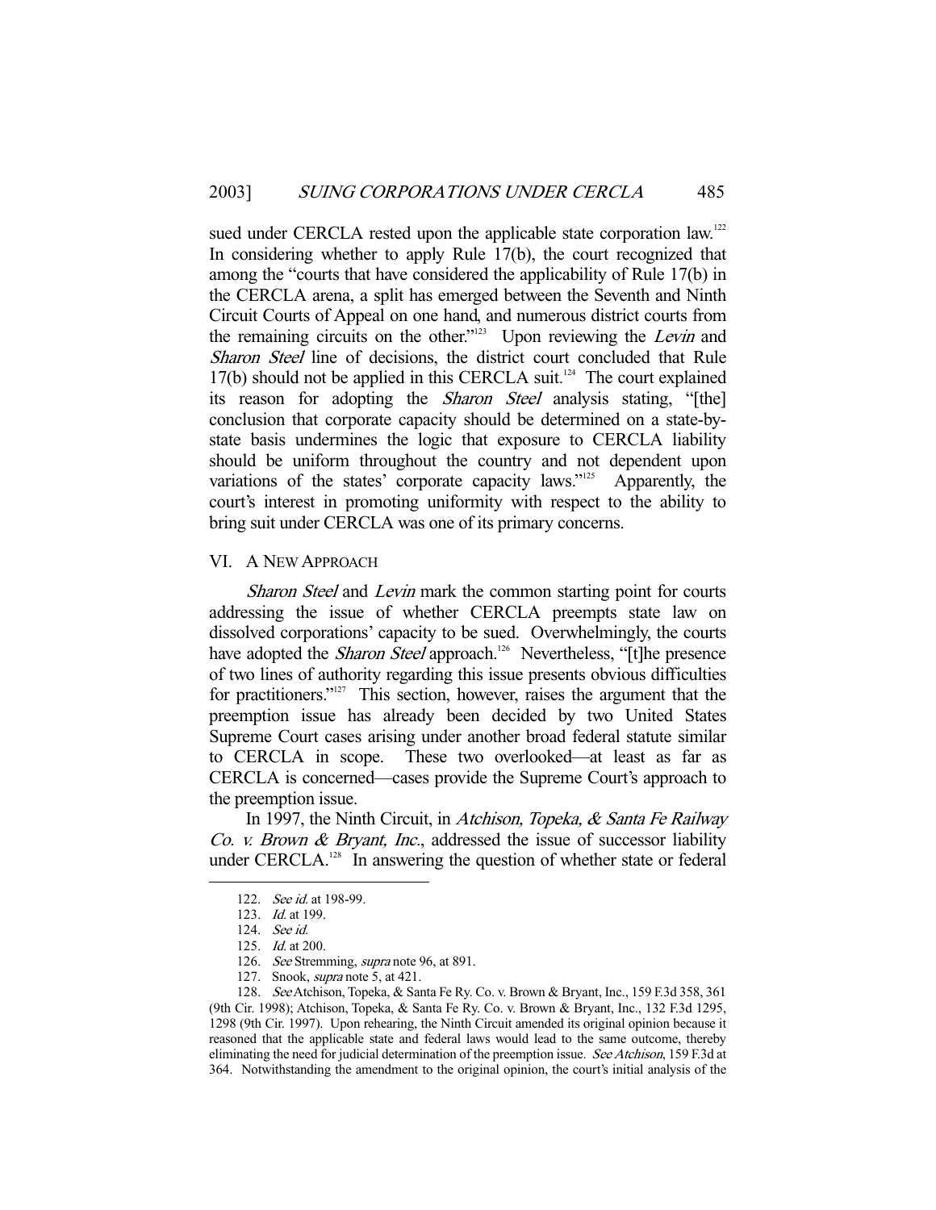sued under CERCLA rested upon the applicable state corporation law.[122] In considering whether to apply Rule 17(b), the court recognized that among the "courts that have considered the applicability of Rule 17(b) in the CERCLA arena, a split has emerged between the Seventh and Ninth Circuit Courts of Appeal on one hand, and numerous district courts from the remaining circuits on the other."[123] Upon reviewing the *Levin* and *Sharon Steel* line of decisions, the district court concluded that Rule 17(b) should not be applied in this CERCLA suit.[124] The court explained its reason for adopting the *Sharon Steel* analysis stating, "[the] conclusion that corporate capacity should be determined on a state-by-state basis undermines the logic that exposure to CERCLA liability should be uniform throughout the country and not dependent upon variations of the states' corporate capacity laws."[125] Apparently, the court's interest in promoting uniformity with respect to the ability to bring suit under CERCLA was one of its primary concerns.

## VI. A NEW APPROACH

*Sharon Steel* and *Levin* mark the common starting point for courts addressing the issue of whether CERCLA preempts state law on dissolved corporations' capacity to be sued. Overwhelmingly, the courts have adopted the *Sharon Steel* approach.[126] Nevertheless, "[t]he presence of two lines of authority regarding this issue presents obvious difficulties for practitioners."[127] This section, however, raises the argument that the preemption issue has already been decided by two United States Supreme Court cases arising under another broad federal statute similar to CERCLA in scope. These two overlooked—at least as far as CERCLA is concerned—cases provide the Supreme Court's approach to the preemption issue.

In 1997, the Ninth Circuit, in *Atchison, Topeka, & Santa Fe Railway Co. v. Brown & Bryant, Inc.*, addressed the issue of successor liability under CERCLA.[128] In answering the question of whether state or federal

---

122. *See id.* at 198-99.

123. *Id.* at 199.

124. *See id.*

125. *Id.* at 200.

126. *See* Stremming, *supra* note 96, at 891.

127. Snook, *supra* note 5, at 421.

128. *See* Atchison, Topeka, & Santa Fe Ry. Co. v. Brown & Bryant, Inc., 159 F.3d 358, 361 (9th Cir. 1998); Atchison, Topeka, & Santa Fe Ry. Co. v. Brown & Bryant, Inc., 132 F.3d 1295, 1298 (9th Cir. 1997). Upon rehearing, the Ninth Circuit amended its original opinion because it reasoned that the applicable state and federal laws would lead to the same outcome, thereby eliminating the need for judicial determination of the preemption issue. *See Atchison*, 159 F.3d at 364. Notwithstanding the amendment to the original opinion, the court's initial analysis of the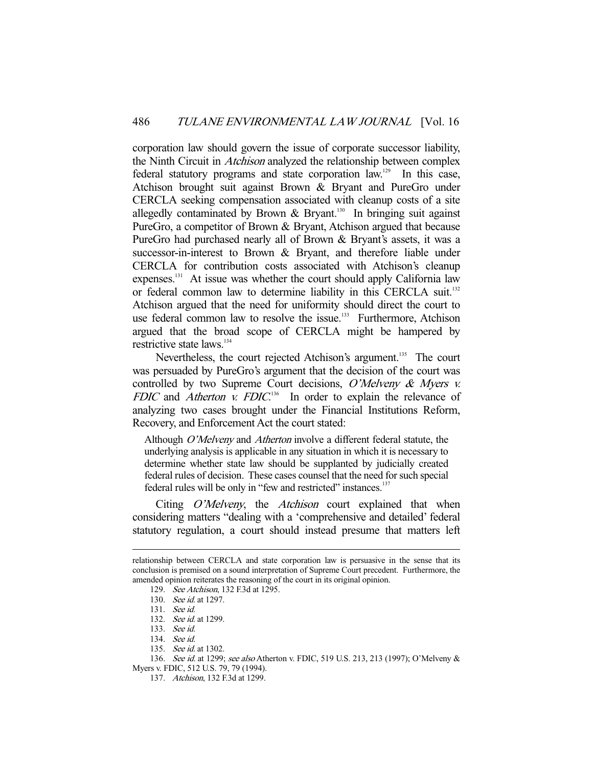corporation law should govern the issue of corporate successor liability, the Ninth Circuit in *Atchison* analyzed the relationship between complex federal statutory programs and state corporation law.[129] In this case, Atchison brought suit against Brown & Bryant and PureGro under CERCLA seeking compensation associated with cleanup costs of a site allegedly contaminated by Brown & Bryant.[130] In bringing suit against PureGro, a competitor of Brown & Bryant, Atchison argued that because PureGro had purchased nearly all of Brown & Bryant's assets, it was a successor-in-interest to Brown & Bryant, and therefore liable under CERCLA for contribution costs associated with Atchison's cleanup expenses.[131] At issue was whether the court should apply California law or federal common law to determine liability in this CERCLA suit.[132] Atchison argued that the need for uniformity should direct the court to use federal common law to resolve the issue.[133] Furthermore, Atchison argued that the broad scope of CERCLA might be hampered by restrictive state laws.[134]

Nevertheless, the court rejected Atchison's argument.[135] The court was persuaded by PureGro's argument that the decision of the court was controlled by two Supreme Court decisions, *O'Melveny & Myers v. FDIC* and *Atherton v. FDIC*.[136] In order to explain the relevance of analyzing two cases brought under the Financial Institutions Reform, Recovery, and Enforcement Act the court stated:

> Although *O'Melveny* and *Atherton* involve a different federal statute, the underlying analysis is applicable in any situation in which it is necessary to determine whether state law should be supplanted by judicially created federal rules of decision. These cases counsel that the need for such special federal rules will be only in "few and restricted" instances.[137]

Citing *O'Melveny*, the *Atchison* court explained that when considering matters "dealing with a 'comprehensive and detailed' federal statutory regulation, a court should instead presume that matters left

---

relationship between CERCLA and state corporation law is persuasive in the sense that its conclusion is premised on a sound interpretation of Supreme Court precedent. Furthermore, the amended opinion reiterates the reasoning of the court in its original opinion.

129. *See Atchison*, 132 F.3d at 1295.

130. *See id.* at 1297.

131. *See id.*

132. *See id.* at 1299.

133. *See id.*

134. *See id.*

135. *See id.* at 1302.

136. *See id.* at 1299; *see also* Atherton v. FDIC, 519 U.S. 213, 213 (1997); O'Melveny & Myers v. FDIC, 512 U.S. 79, 79 (1994).

137. *Atchison*, 132 F.3d at 1299.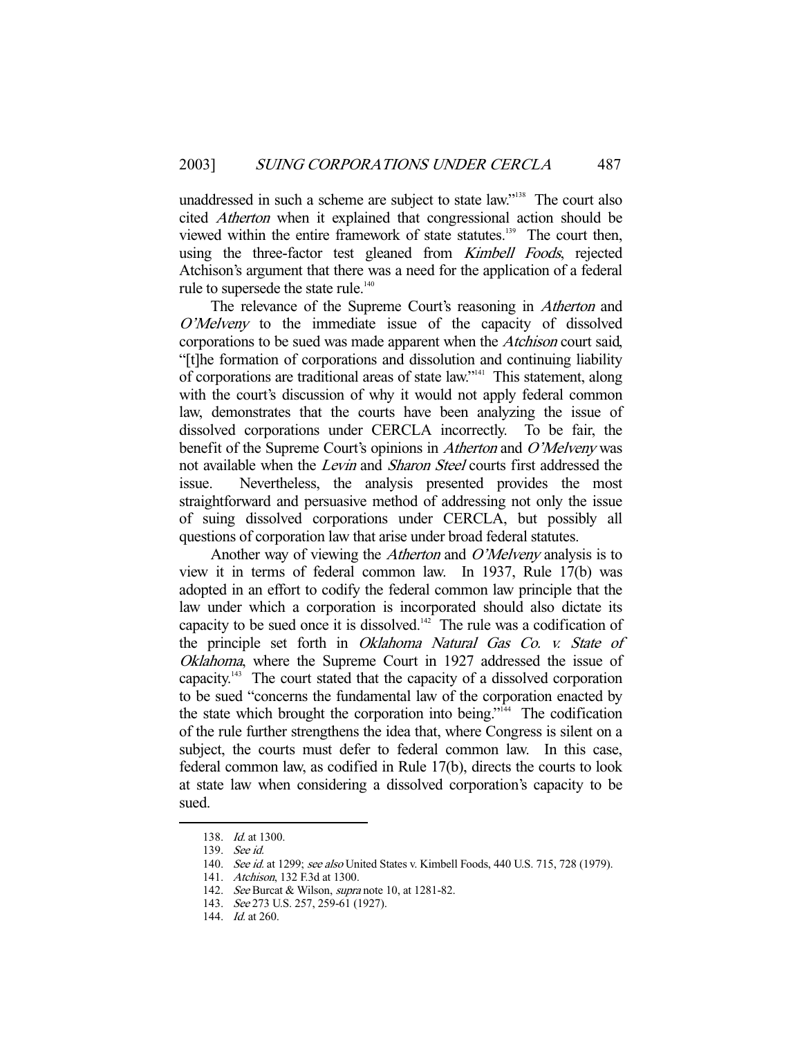unaddressed in such a scheme are subject to state law."[138] The court also cited *Atherton* when it explained that congressional action should be viewed within the entire framework of state statutes.[139] The court then, using the three-factor test gleaned from *Kimbell Foods*, rejected Atchison's argument that there was a need for the application of a federal rule to supersede the state rule.[140]

The relevance of the Supreme Court's reasoning in *Atherton* and *O'Melveny* to the immediate issue of the capacity of dissolved corporations to be sued was made apparent when the *Atchison* court said, "[t]he formation of corporations and dissolution and continuing liability of corporations are traditional areas of state law."[141] This statement, along with the court's discussion of why it would not apply federal common law, demonstrates that the courts have been analyzing the issue of dissolved corporations under CERCLA incorrectly. To be fair, the benefit of the Supreme Court's opinions in *Atherton* and *O'Melveny* was not available when the *Levin* and *Sharon Steel* courts first addressed the issue. Nevertheless, the analysis presented provides the most straightforward and persuasive method of addressing not only the issue of suing dissolved corporations under CERCLA, but possibly all questions of corporation law that arise under broad federal statutes.

Another way of viewing the *Atherton* and *O'Melveny* analysis is to view it in terms of federal common law. In 1937, Rule 17(b) was adopted in an effort to codify the federal common law principle that the law under which a corporation is incorporated should also dictate its capacity to be sued once it is dissolved.[142] The rule was a codification of the principle set forth in *Oklahoma Natural Gas Co. v. State of Oklahoma*, where the Supreme Court in 1927 addressed the issue of capacity.[143] The court stated that the capacity of a dissolved corporation to be sued "concerns the fundamental law of the corporation enacted by the state which brought the corporation into being."[144] The codification of the rule further strengthens the idea that, where Congress is silent on a subject, the courts must defer to federal common law. In this case, federal common law, as codified in Rule 17(b), directs the courts to look at state law when considering a dissolved corporation's capacity to be sued.

---

138. *Id.* at 1300.
139. *See id.*
140. *See id.* at 1299; *see also* United States v. Kimbell Foods, 440 U.S. 715, 728 (1979).
141. *Atchison*, 132 F.3d at 1300.
142. *See* Burcat & Wilson, *supra* note 10, at 1281-82.
143. *See* 273 U.S. 257, 259-61 (1927).
144. *Id.* at 260.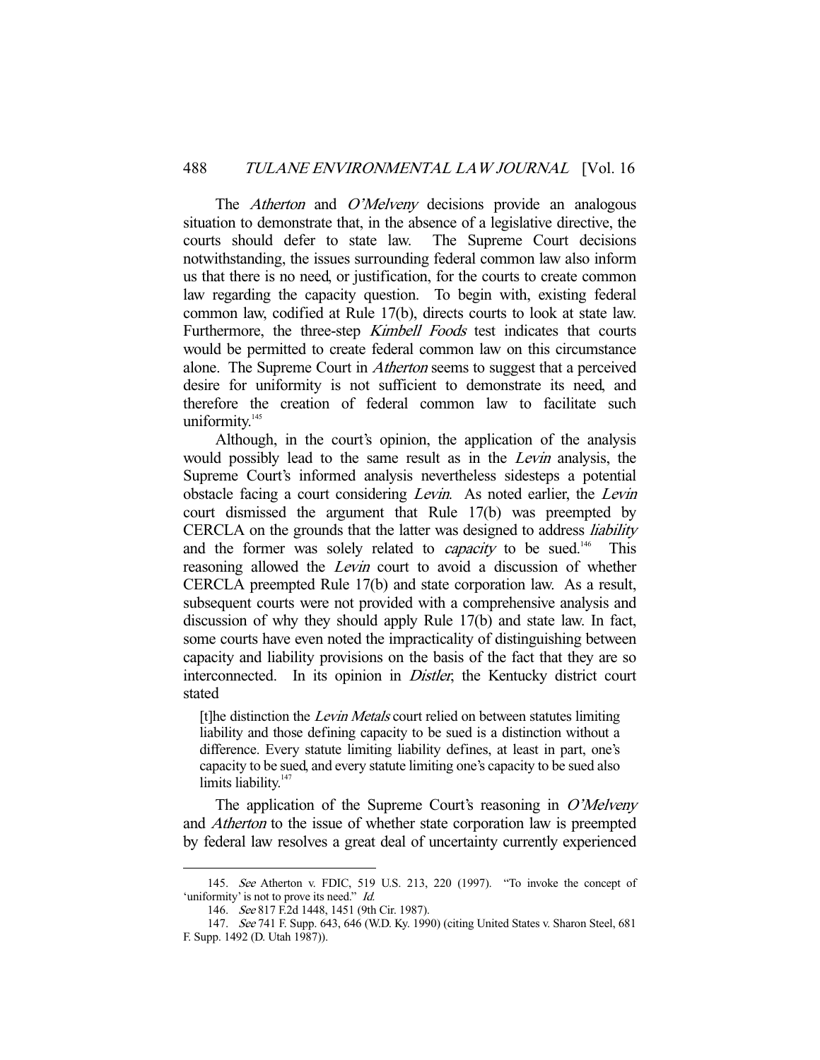The *Atherton* and *O'Melveny* decisions provide an analogous situation to demonstrate that, in the absence of a legislative directive, the courts should defer to state law. The Supreme Court decisions notwithstanding, the issues surrounding federal common law also inform us that there is no need, or justification, for the courts to create common law regarding the capacity question. To begin with, existing federal common law, codified at Rule 17(b), directs courts to look at state law. Furthermore, the three-step *Kimbell Foods* test indicates that courts would be permitted to create federal common law on this circumstance alone. The Supreme Court in *Atherton* seems to suggest that a perceived desire for uniformity is not sufficient to demonstrate its need, and therefore the creation of federal common law to facilitate such uniformity.[145]

Although, in the court's opinion, the application of the analysis would possibly lead to the same result as in the *Levin* analysis, the Supreme Court's informed analysis nevertheless sidesteps a potential obstacle facing a court considering *Levin*. As noted earlier, the *Levin* court dismissed the argument that Rule 17(b) was preempted by CERCLA on the grounds that the latter was designed to address *liability* and the former was solely related to *capacity* to be sued.[146] This reasoning allowed the *Levin* court to avoid a discussion of whether CERCLA preempted Rule 17(b) and state corporation law. As a result, subsequent courts were not provided with a comprehensive analysis and discussion of why they should apply Rule 17(b) and state law. In fact, some courts have even noted the impracticality of distinguishing between capacity and liability provisions on the basis of the fact that they are so interconnected. In its opinion in *Distler*, the Kentucky district court stated

> [t]he distinction the *Levin Metals* court relied on between statutes limiting liability and those defining capacity to be sued is a distinction without a difference. Every statute limiting liability defines, at least in part, one's capacity to be sued, and every statute limiting one's capacity to be sued also limits liability.[147]

The application of the Supreme Court's reasoning in *O'Melveny* and *Atherton* to the issue of whether state corporation law is preempted by federal law resolves a great deal of uncertainty currently experienced

---

145. *See* Atherton v. FDIC, 519 U.S. 213, 220 (1997). "To invoke the concept of 'uniformity' is not to prove its need." *Id.*

146. *See* 817 F.2d 1448, 1451 (9th Cir. 1987).

147. *See* 741 F. Supp. 643, 646 (W.D. Ky. 1990) (citing United States v. Sharon Steel, 681 F. Supp. 1492 (D. Utah 1987)).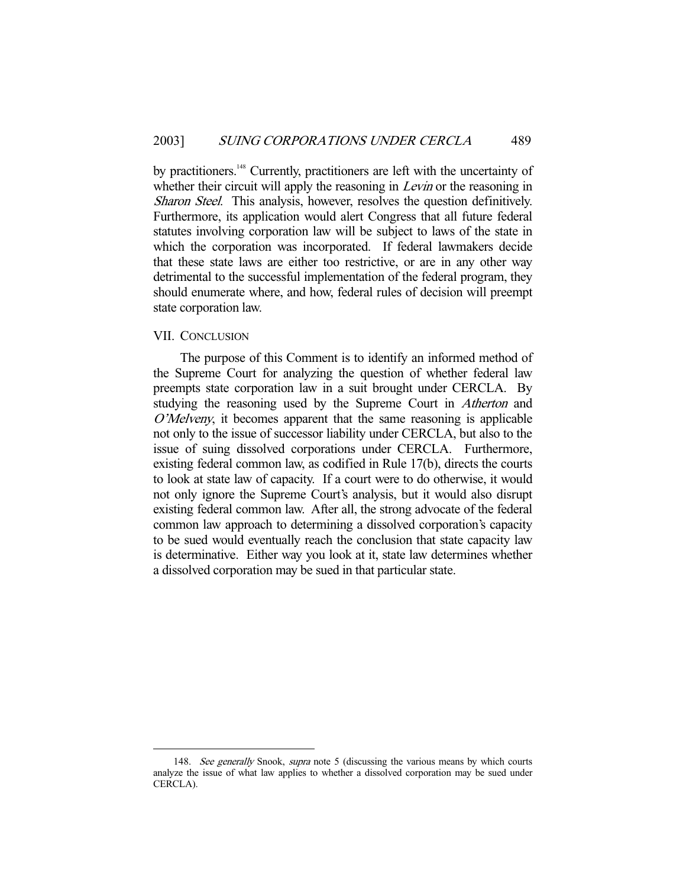by practitioners.[148] Currently, practitioners are left with the uncertainty of whether their circuit will apply the reasoning in *Levin* or the reasoning in *Sharon Steel*. This analysis, however, resolves the question definitively. Furthermore, its application would alert Congress that all future federal statutes involving corporation law will be subject to laws of the state in which the corporation was incorporated. If federal lawmakers decide that these state laws are either too restrictive, or are in any other way detrimental to the successful implementation of the federal program, they should enumerate where, and how, federal rules of decision will preempt state corporation law.

## VII. CONCLUSION

The purpose of this Comment is to identify an informed method of the Supreme Court for analyzing the question of whether federal law preempts state corporation law in a suit brought under CERCLA. By studying the reasoning used by the Supreme Court in *Atherton* and *O'Melveny*, it becomes apparent that the same reasoning is applicable not only to the issue of successor liability under CERCLA, but also to the issue of suing dissolved corporations under CERCLA. Furthermore, existing federal common law, as codified in Rule 17(b), directs the courts to look at state law of capacity. If a court were to do otherwise, it would not only ignore the Supreme Court's analysis, but it would also disrupt existing federal common law. After all, the strong advocate of the federal common law approach to determining a dissolved corporation's capacity to be sued would eventually reach the conclusion that state capacity law is determinative. Either way you look at it, state law determines whether a dissolved corporation may be sued in that particular state.

---

148. *See generally* Snook, *supra* note 5 (discussing the various means by which courts analyze the issue of what law applies to whether a dissolved corporation may be sued under CERCLA).